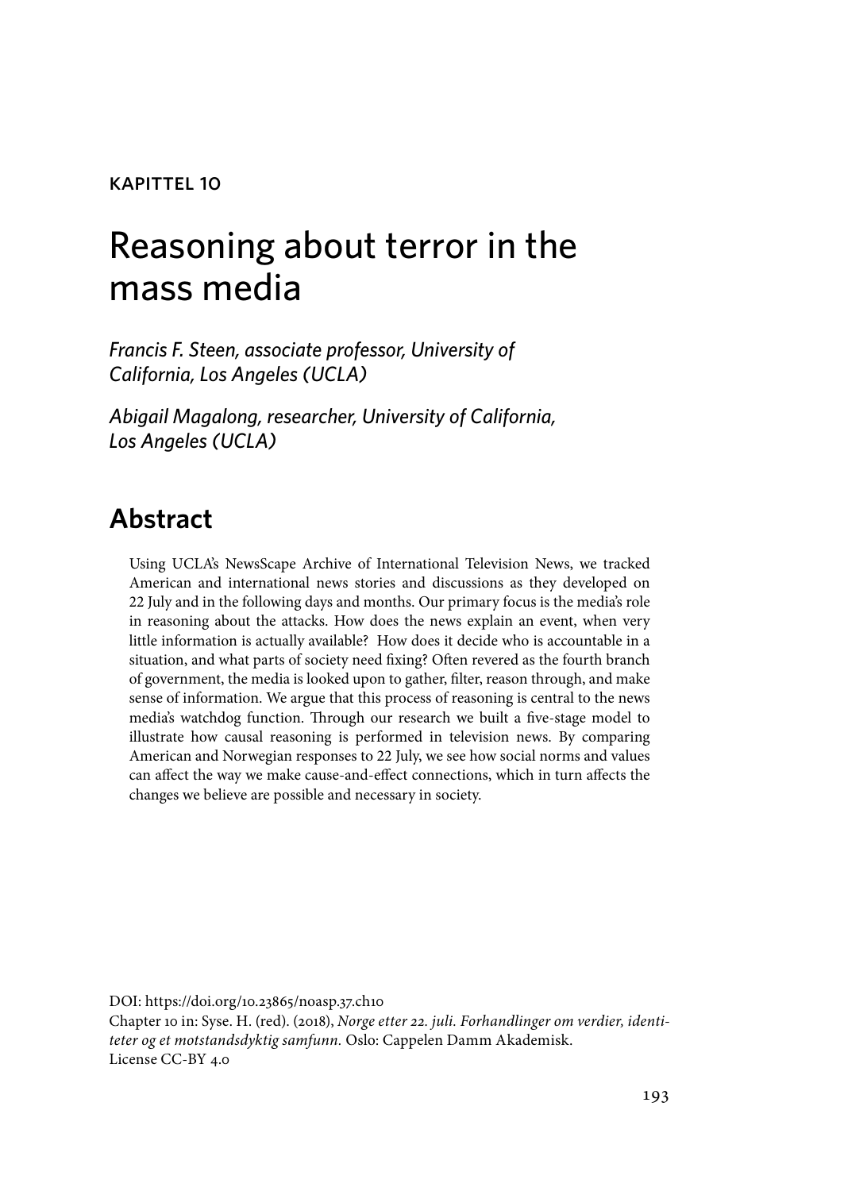KAPITTEL 10

# Reasoning about terror in the mass media

*Francis F. Steen, associate professor, University of California, Los Angeles (UCLA)*

*Abigail Magalong, researcher, University of California, Los Angeles (UCLA)*

## Abstract

Using UCLA's NewsScape Archive of International Television News, we tracked American and international news stories and discussions as they developed on 22 July and in the following days and months. Our primary focus is the media's role in reasoning about the attacks. How does the news explain an event, when very little information is actually available? How does it decide who is accountable in a situation, and what parts of society need fixing? Often revered as the fourth branch of government, the media is looked upon to gather, filter, reason through, and make sense of information. We argue that this process of reasoning is central to the news media's watchdog function. Through our research we built a five-stage model to illustrate how causal reasoning is performed in television news. By comparing American and Norwegian responses to 22 July, we see how social norms and values can affect the way we make cause-and-effect connections, which in turn affects the changes we believe are possible and necessary in society.

DOI: https://doi.org/10.23865/noasp.37.ch10
Chapter 10 in: Syse. H. (red). (2018), *Norge etter 22. juli. Forhandlinger om verdier, identiteter og et motstandsdyktig samfunn.* Oslo: Cappelen Damm Akademisk.
License CC-BY 4.0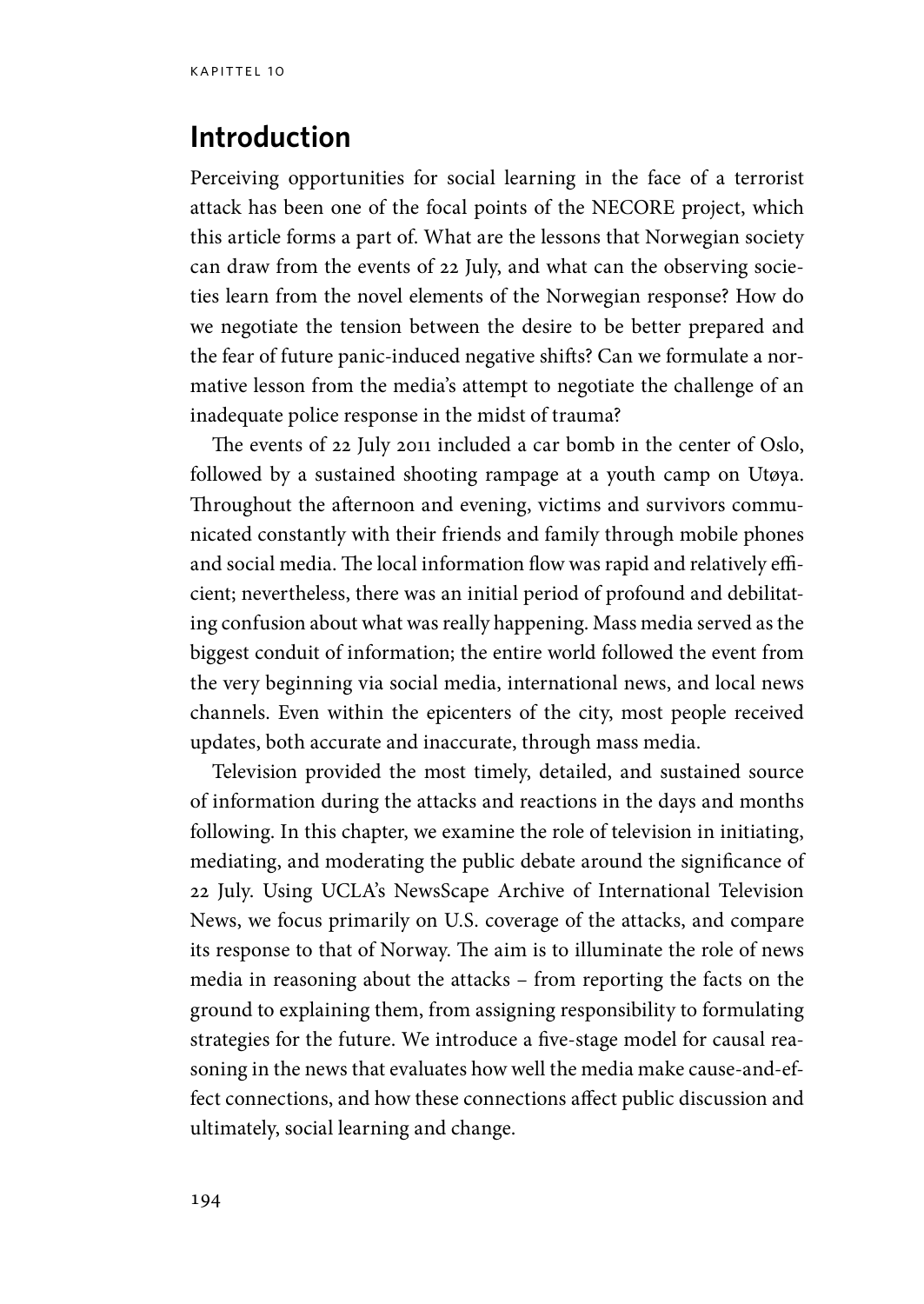## Introduction

Perceiving opportunities for social learning in the face of a terrorist attack has been one of the focal points of the NECORE project, which this article forms a part of. What are the lessons that Norwegian society can draw from the events of 22 July, and what can the observing societies learn from the novel elements of the Norwegian response? How do we negotiate the tension between the desire to be better prepared and the fear of future panic-induced negative shifts? Can we formulate a normative lesson from the media's attempt to negotiate the challenge of an inadequate police response in the midst of trauma?

The events of 22 July 2011 included a car bomb in the center of Oslo, followed by a sustained shooting rampage at a youth camp on Utøya. Throughout the afternoon and evening, victims and survivors communicated constantly with their friends and family through mobile phones and social media. The local information flow was rapid and relatively efficient; nevertheless, there was an initial period of profound and debilitating confusion about what was really happening. Mass media served as the biggest conduit of information; the entire world followed the event from the very beginning via social media, international news, and local news channels. Even within the epicenters of the city, most people received updates, both accurate and inaccurate, through mass media.

Television provided the most timely, detailed, and sustained source of information during the attacks and reactions in the days and months following. In this chapter, we examine the role of television in initiating, mediating, and moderating the public debate around the significance of 22 July. Using UCLA's NewsScape Archive of International Television News, we focus primarily on U.S. coverage of the attacks, and compare its response to that of Norway. The aim is to illuminate the role of news media in reasoning about the attacks – from reporting the facts on the ground to explaining them, from assigning responsibility to formulating strategies for the future. We introduce a five-stage model for causal reasoning in the news that evaluates how well the media make cause-and-effect connections, and how these connections affect public discussion and ultimately, social learning and change.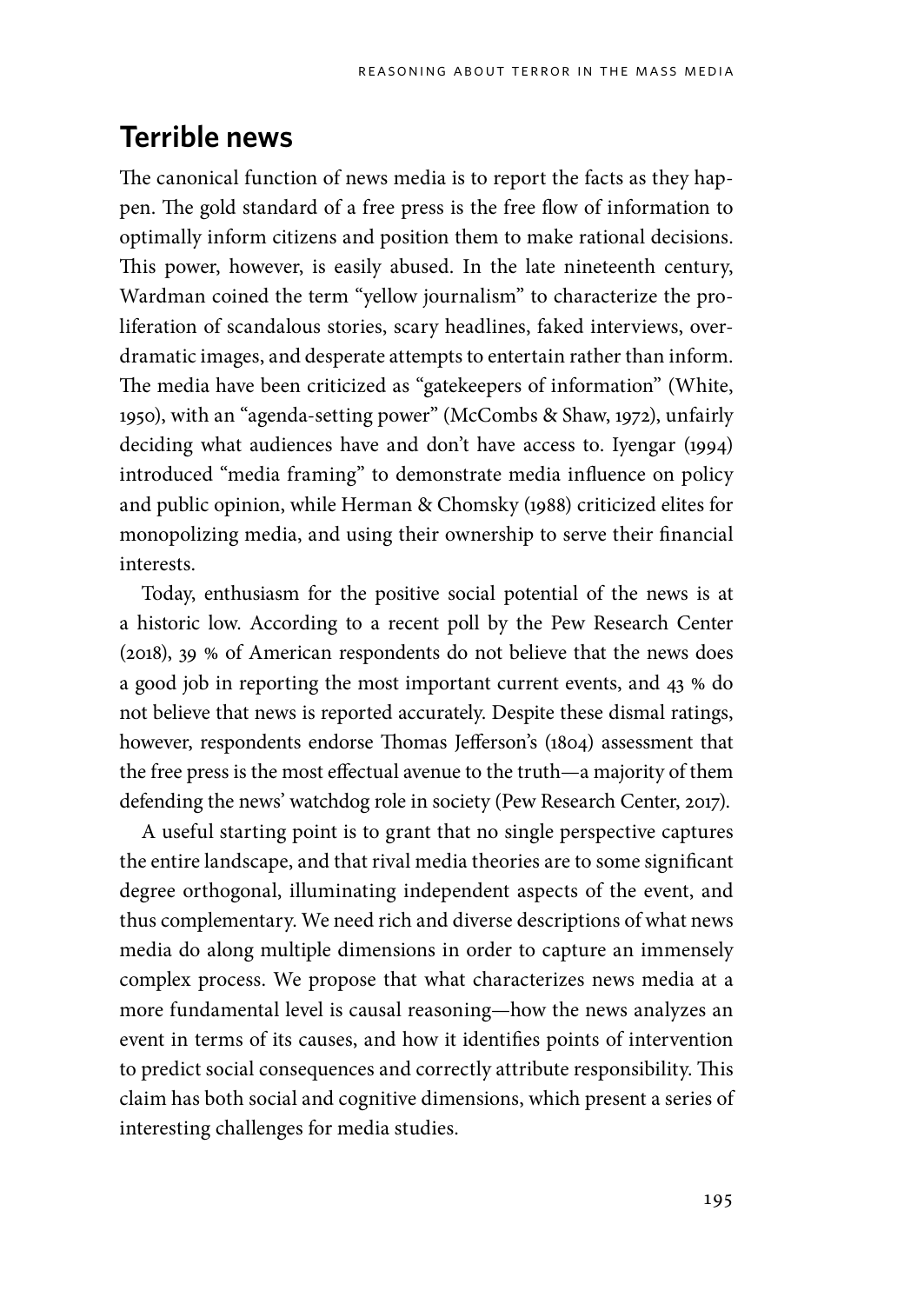## Terrible news

The canonical function of news media is to report the facts as they happen. The gold standard of a free press is the free flow of information to optimally inform citizens and position them to make rational decisions. This power, however, is easily abused. In the late nineteenth century, Wardman coined the term "yellow journalism" to characterize the proliferation of scandalous stories, scary headlines, faked interviews, overdramatic images, and desperate attempts to entertain rather than inform. The media have been criticized as "gatekeepers of information" (White, 1950), with an "agenda-setting power" (McCombs & Shaw, 1972), unfairly deciding what audiences have and don't have access to. Iyengar (1994) introduced "media framing" to demonstrate media influence on policy and public opinion, while Herman & Chomsky (1988) criticized elites for monopolizing media, and using their ownership to serve their financial interests.

Today, enthusiasm for the positive social potential of the news is at a historic low. According to a recent poll by the Pew Research Center (2018), 39 % of American respondents do not believe that the news does a good job in reporting the most important current events, and 43 % do not believe that news is reported accurately. Despite these dismal ratings, however, respondents endorse Thomas Jefferson's (1804) assessment that the free press is the most effectual avenue to the truth—a majority of them defending the news' watchdog role in society (Pew Research Center, 2017).

A useful starting point is to grant that no single perspective captures the entire landscape, and that rival media theories are to some significant degree orthogonal, illuminating independent aspects of the event, and thus complementary. We need rich and diverse descriptions of what news media do along multiple dimensions in order to capture an immensely complex process. We propose that what characterizes news media at a more fundamental level is causal reasoning—how the news analyzes an event in terms of its causes, and how it identifies points of intervention to predict social consequences and correctly attribute responsibility. This claim has both social and cognitive dimensions, which present a series of interesting challenges for media studies.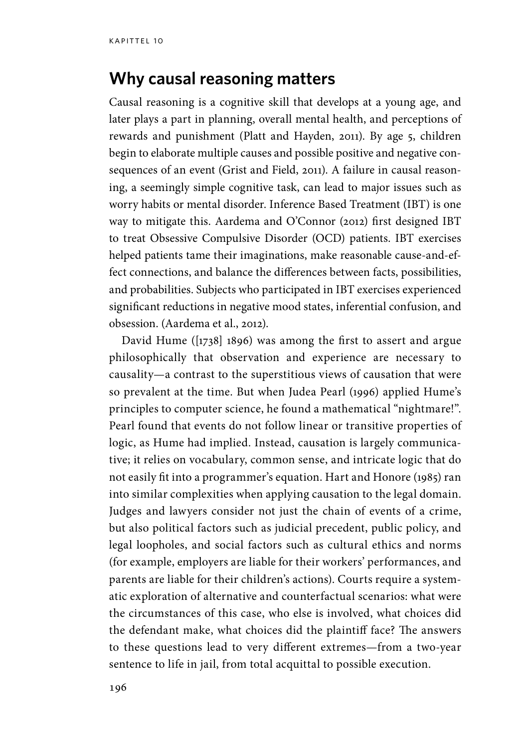## Why causal reasoning matters

Causal reasoning is a cognitive skill that develops at a young age, and later plays a part in planning, overall mental health, and perceptions of rewards and punishment (Platt and Hayden, 2011). By age 5, children begin to elaborate multiple causes and possible positive and negative consequences of an event (Grist and Field, 2011). A failure in causal reasoning, a seemingly simple cognitive task, can lead to major issues such as worry habits or mental disorder. Inference Based Treatment (IBT) is one way to mitigate this. Aardema and O'Connor (2012) first designed IBT to treat Obsessive Compulsive Disorder (OCD) patients. IBT exercises helped patients tame their imaginations, make reasonable cause-and-effect connections, and balance the differences between facts, possibilities, and probabilities. Subjects who participated in IBT exercises experienced significant reductions in negative mood states, inferential confusion, and obsession. (Aardema et al., 2012).

David Hume ([1738] 1896) was among the first to assert and argue philosophically that observation and experience are necessary to causality—a contrast to the superstitious views of causation that were so prevalent at the time. But when Judea Pearl (1996) applied Hume's principles to computer science, he found a mathematical "nightmare!". Pearl found that events do not follow linear or transitive properties of logic, as Hume had implied. Instead, causation is largely communicative; it relies on vocabulary, common sense, and intricate logic that do not easily fit into a programmer's equation. Hart and Honore (1985) ran into similar complexities when applying causation to the legal domain. Judges and lawyers consider not just the chain of events of a crime, but also political factors such as judicial precedent, public policy, and legal loopholes, and social factors such as cultural ethics and norms (for example, employers are liable for their workers' performances, and parents are liable for their children's actions). Courts require a systematic exploration of alternative and counterfactual scenarios: what were the circumstances of this case, who else is involved, what choices did the defendant make, what choices did the plaintiff face? The answers to these questions lead to very different extremes—from a two-year sentence to life in jail, from total acquittal to possible execution.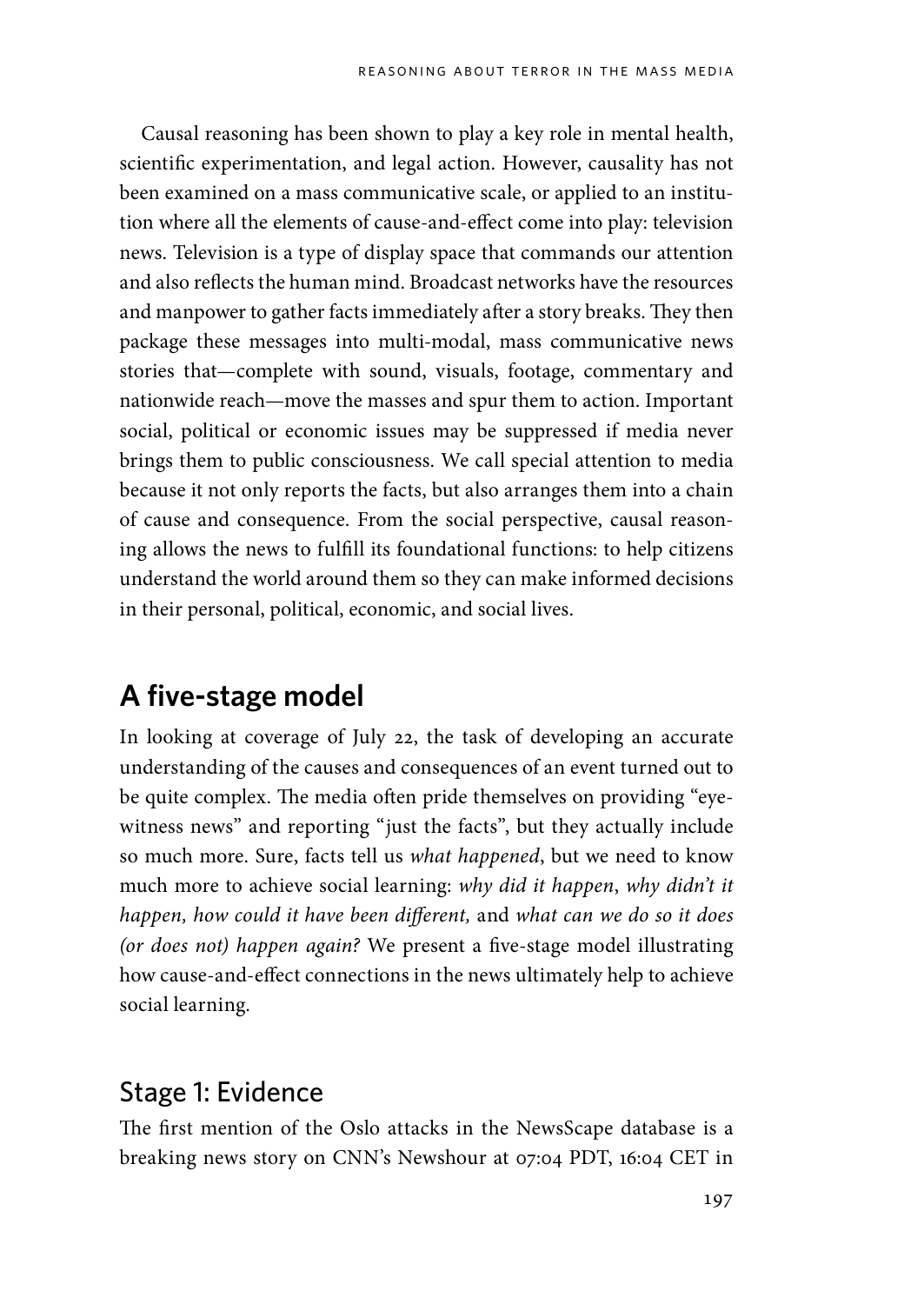Causal reasoning has been shown to play a key role in mental health, scientific experimentation, and legal action. However, causality has not been examined on a mass communicative scale, or applied to an institution where all the elements of cause-and-effect come into play: television news. Television is a type of display space that commands our attention and also reflects the human mind. Broadcast networks have the resources and manpower to gather facts immediately after a story breaks. They then package these messages into multi-modal, mass communicative news stories that—complete with sound, visuals, footage, commentary and nationwide reach—move the masses and spur them to action. Important social, political or economic issues may be suppressed if media never brings them to public consciousness. We call special attention to media because it not only reports the facts, but also arranges them into a chain of cause and consequence. From the social perspective, causal reasoning allows the news to fulfill its foundational functions: to help citizens understand the world around them so they can make informed decisions in their personal, political, economic, and social lives.

## A five-stage model

In looking at coverage of July 22, the task of developing an accurate understanding of the causes and consequences of an event turned out to be quite complex. The media often pride themselves on providing "eyewitness news" and reporting "just the facts", but they actually include so much more. Sure, facts tell us *what happened*, but we need to know much more to achieve social learning: *why did it happen*, *why didn't it happen, how could it have been different,* and *what can we do so it does (or does not) happen again?* We present a five-stage model illustrating how cause-and-effect connections in the news ultimately help to achieve social learning.

### Stage 1: Evidence

The first mention of the Oslo attacks in the NewsScape database is a breaking news story on CNN's Newshour at 07:04 PDT, 16:04 CET in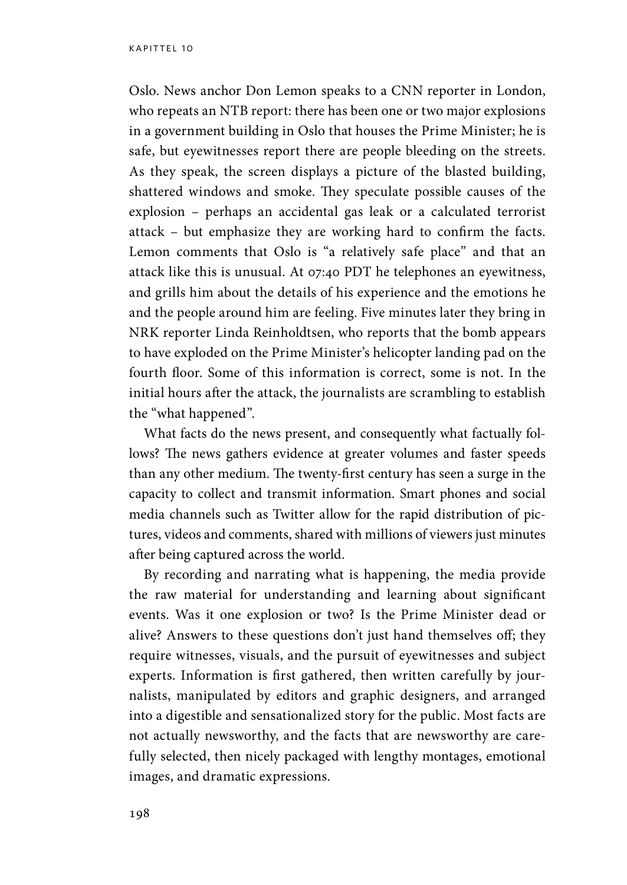Oslo. News anchor Don Lemon speaks to a CNN reporter in London, who repeats an NTB report: there has been one or two major explosions in a government building in Oslo that houses the Prime Minister; he is safe, but eyewitnesses report there are people bleeding on the streets. As they speak, the screen displays a picture of the blasted building, shattered windows and smoke. They speculate possible causes of the explosion – perhaps an accidental gas leak or a calculated terrorist attack – but emphasize they are working hard to confirm the facts. Lemon comments that Oslo is "a relatively safe place" and that an attack like this is unusual. At 07:40 PDT he telephones an eyewitness, and grills him about the details of his experience and the emotions he and the people around him are feeling. Five minutes later they bring in NRK reporter Linda Reinholdtsen, who reports that the bomb appears to have exploded on the Prime Minister's helicopter landing pad on the fourth floor. Some of this information is correct, some is not. In the initial hours after the attack, the journalists are scrambling to establish the "what happened".

What facts do the news present, and consequently what factually follows? The news gathers evidence at greater volumes and faster speeds than any other medium. The twenty-first century has seen a surge in the capacity to collect and transmit information. Smart phones and social media channels such as Twitter allow for the rapid distribution of pictures, videos and comments, shared with millions of viewers just minutes after being captured across the world.

By recording and narrating what is happening, the media provide the raw material for understanding and learning about significant events. Was it one explosion or two? Is the Prime Minister dead or alive? Answers to these questions don't just hand themselves off; they require witnesses, visuals, and the pursuit of eyewitnesses and subject experts. Information is first gathered, then written carefully by journalists, manipulated by editors and graphic designers, and arranged into a digestible and sensationalized story for the public. Most facts are not actually newsworthy, and the facts that are newsworthy are carefully selected, then nicely packaged with lengthy montages, emotional images, and dramatic expressions.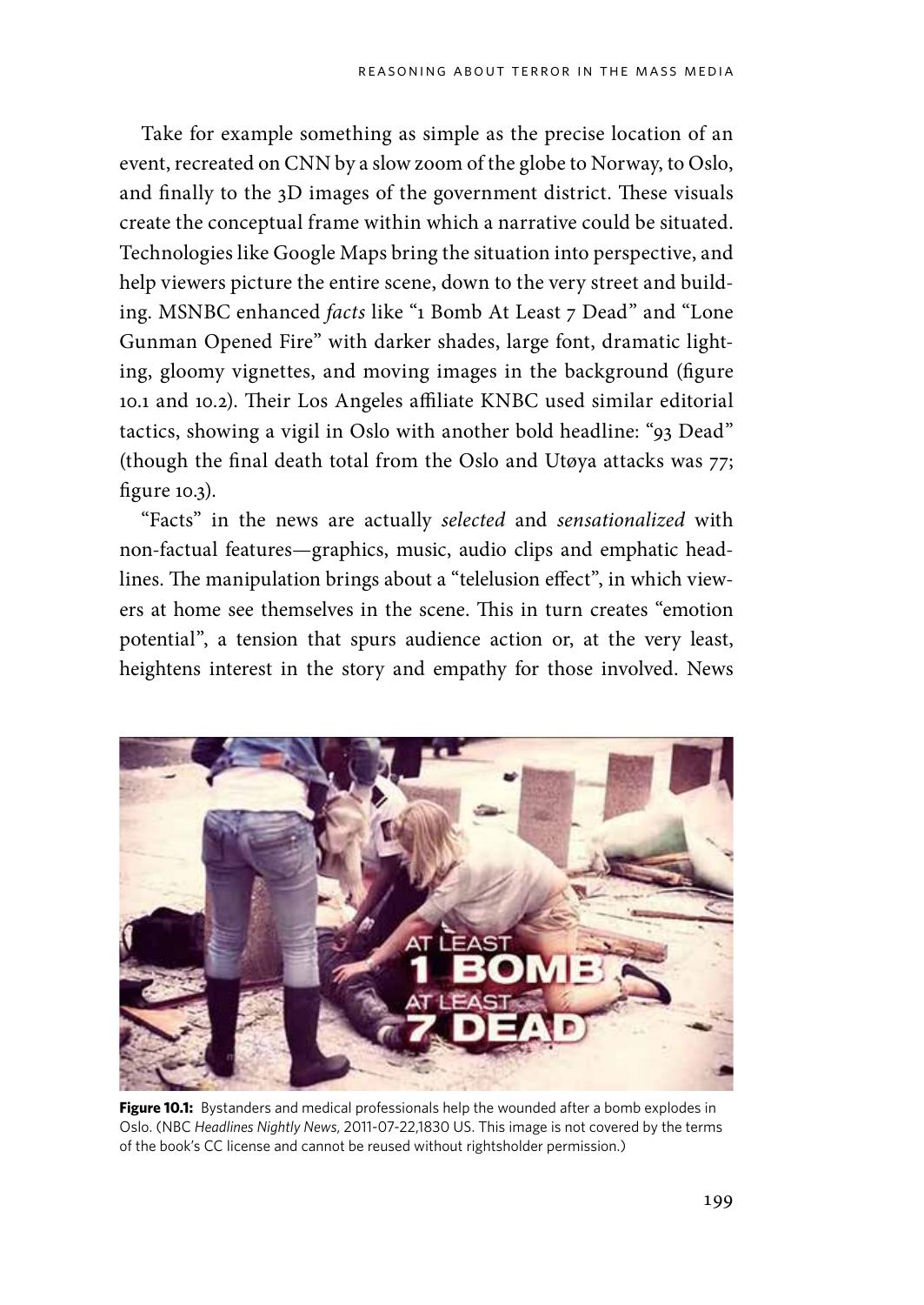Take for example something as simple as the precise location of an event, recreated on CNN by a slow zoom of the globe to Norway, to Oslo, and finally to the 3D images of the government district. These visuals create the conceptual frame within which a narrative could be situated. Technologies like Google Maps bring the situation into perspective, and help viewers picture the entire scene, down to the very street and building. MSNBC enhanced *facts* like "1 Bomb At Least 7 Dead" and "Lone Gunman Opened Fire" with darker shades, large font, dramatic lighting, gloomy vignettes, and moving images in the background (figure 10.1 and 10.2). Their Los Angeles affiliate KNBC used similar editorial tactics, showing a vigil in Oslo with another bold headline: "93 Dead" (though the final death total from the Oslo and Utøya attacks was 77; figure 10.3).

"Facts" in the news are actually *selected* and *sensationalized* with non-factual features—graphics, music, audio clips and emphatic headlines. The manipulation brings about a "telelusion effect", in which viewers at home see themselves in the scene. This in turn creates "emotion potential", a tension that spurs audience action or, at the very least, heightens interest in the story and empathy for those involved. News

**Figure 10.1:** Bystanders and medical professionals help the wounded after a bomb explodes in Oslo. (NBC *Headlines Nightly News*, 2011-07-22,1830 US. This image is not covered by the terms of the book's CC license and cannot be reused without rightsholder permission.)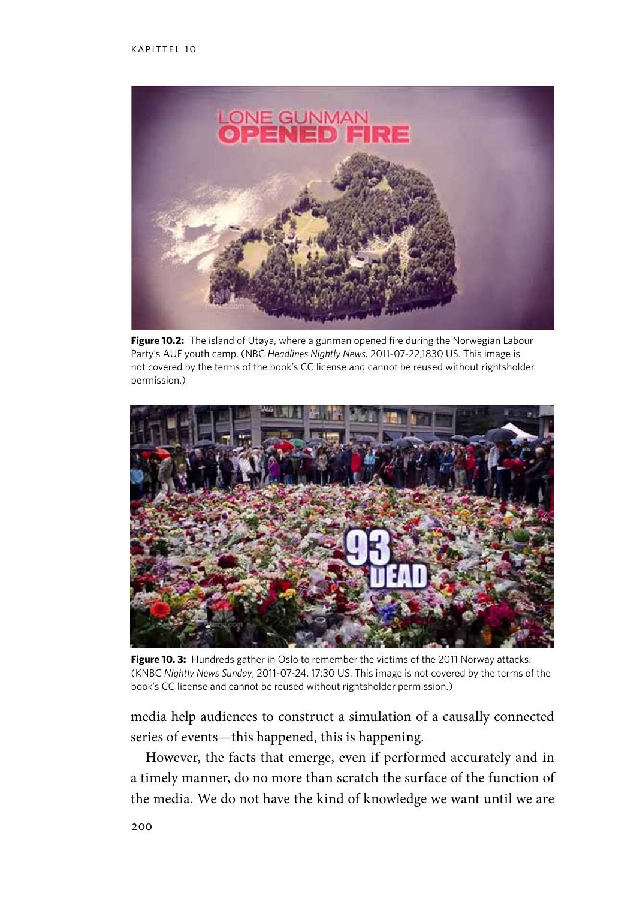**Figure 10.2:** The island of Utøya, where a gunman opened fire during the Norwegian Labour Party's AUF youth camp. (NBC *Headlines Nightly News,* 2011-07-22,1830 US. This image is not covered by the terms of the book's CC license and cannot be reused without rightsholder permission.)

**Figure 10. 3:** Hundreds gather in Oslo to remember the victims of the 2011 Norway attacks. (KNBC *Nightly News Sunday*, 2011-07-24, 17:30 US. This image is not covered by the terms of the book's CC license and cannot be reused without rightsholder permission.)

media help audiences to construct a simulation of a causally connected series of events—this happened, this is happening.

However, the facts that emerge, even if performed accurately and in a timely manner, do no more than scratch the surface of the function of the media. We do not have the kind of knowledge we want until we are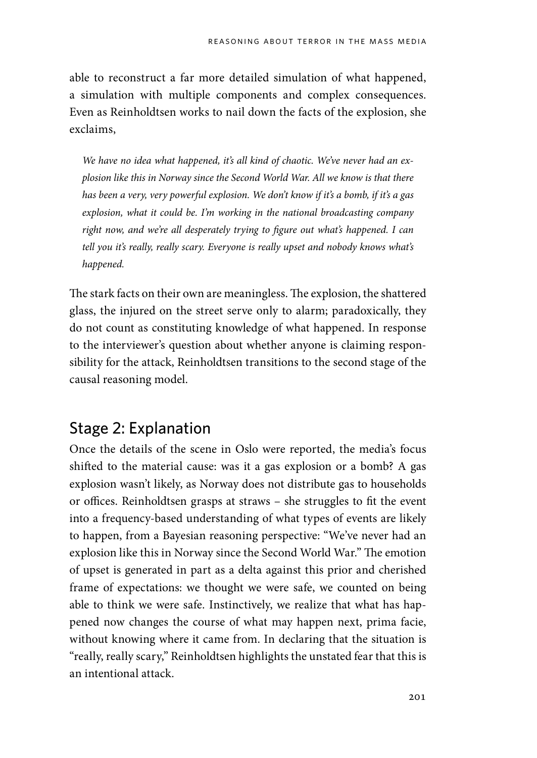able to reconstruct a far more detailed simulation of what happened, a simulation with multiple components and complex consequences. Even as Reinholdtsen works to nail down the facts of the explosion, she exclaims,

> *We have no idea what happened, it's all kind of chaotic. We've never had an explosion like this in Norway since the Second World War. All we know is that there has been a very, very powerful explosion. We don't know if it's a bomb, if it's a gas explosion, what it could be. I'm working in the national broadcasting company right now, and we're all desperately trying to figure out what's happened. I can tell you it's really, really scary. Everyone is really upset and nobody knows what's happened.*

The stark facts on their own are meaningless. The explosion, the shattered glass, the injured on the street serve only to alarm; paradoxically, they do not count as constituting knowledge of what happened. In response to the interviewer's question about whether anyone is claiming responsibility for the attack, Reinholdtsen transitions to the second stage of the causal reasoning model.

## Stage 2: Explanation

Once the details of the scene in Oslo were reported, the media's focus shifted to the material cause: was it a gas explosion or a bomb? A gas explosion wasn't likely, as Norway does not distribute gas to households or offices. Reinholdtsen grasps at straws – she struggles to fit the event into a frequency-based understanding of what types of events are likely to happen, from a Bayesian reasoning perspective: "We've never had an explosion like this in Norway since the Second World War." The emotion of upset is generated in part as a delta against this prior and cherished frame of expectations: we thought we were safe, we counted on being able to think we were safe. Instinctively, we realize that what has happened now changes the course of what may happen next, prima facie, without knowing where it came from. In declaring that the situation is "really, really scary," Reinholdtsen highlights the unstated fear that this is an intentional attack.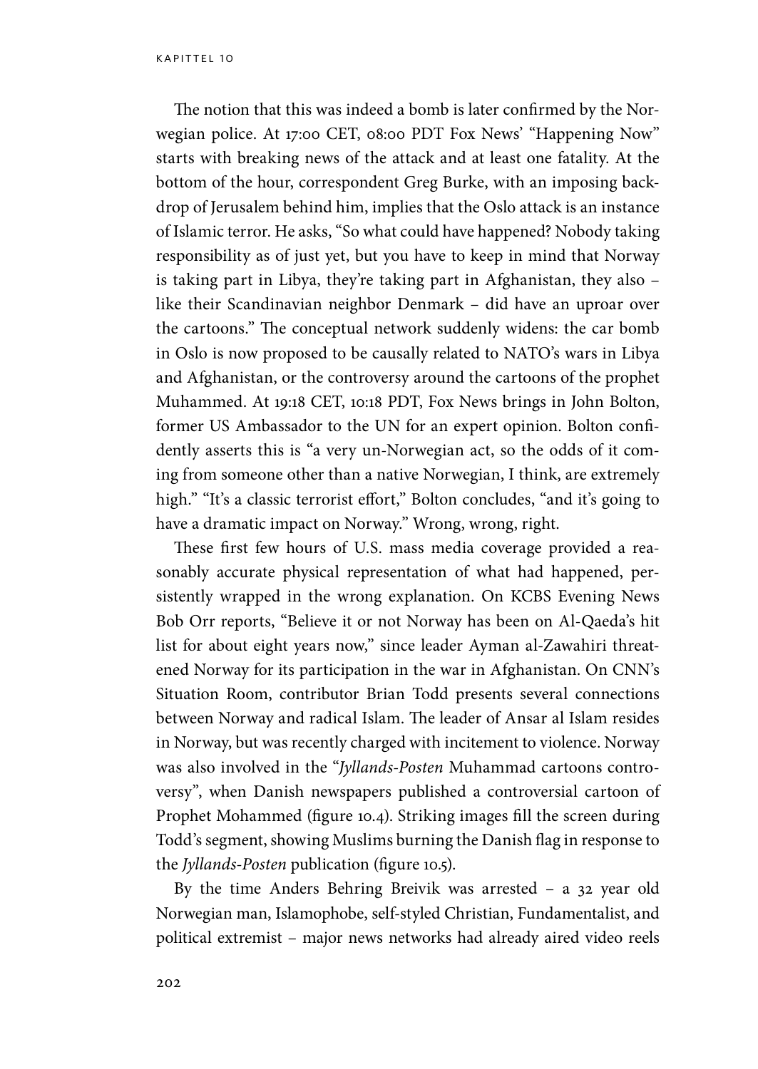The notion that this was indeed a bomb is later confirmed by the Norwegian police. At 17:00 CET, 08:00 PDT Fox News' "Happening Now" starts with breaking news of the attack and at least one fatality. At the bottom of the hour, correspondent Greg Burke, with an imposing backdrop of Jerusalem behind him, implies that the Oslo attack is an instance of Islamic terror. He asks, "So what could have happened? Nobody taking responsibility as of just yet, but you have to keep in mind that Norway is taking part in Libya, they're taking part in Afghanistan, they also – like their Scandinavian neighbor Denmark – did have an uproar over the cartoons." The conceptual network suddenly widens: the car bomb in Oslo is now proposed to be causally related to NATO's wars in Libya and Afghanistan, or the controversy around the cartoons of the prophet Muhammed. At 19:18 CET, 10:18 PDT, Fox News brings in John Bolton, former US Ambassador to the UN for an expert opinion. Bolton confidently asserts this is "a very un-Norwegian act, so the odds of it coming from someone other than a native Norwegian, I think, are extremely high." "It's a classic terrorist effort," Bolton concludes, "and it's going to have a dramatic impact on Norway." Wrong, wrong, right.

These first few hours of U.S. mass media coverage provided a reasonably accurate physical representation of what had happened, persistently wrapped in the wrong explanation. On KCBS Evening News Bob Orr reports, "Believe it or not Norway has been on Al-Qaeda's hit list for about eight years now," since leader Ayman al-Zawahiri threatened Norway for its participation in the war in Afghanistan. On CNN's Situation Room, contributor Brian Todd presents several connections between Norway and radical Islam. The leader of Ansar al Islam resides in Norway, but was recently charged with incitement to violence. Norway was also involved in the "*Jyllands-Posten* Muhammad cartoons controversy", when Danish newspapers published a controversial cartoon of Prophet Mohammed (figure 10.4). Striking images fill the screen during Todd's segment, showing Muslims burning the Danish flag in response to the *Jyllands-Posten* publication (figure 10.5).

By the time Anders Behring Breivik was arrested – a 32 year old Norwegian man, Islamophobe, self-styled Christian, Fundamentalist, and political extremist – major news networks had already aired video reels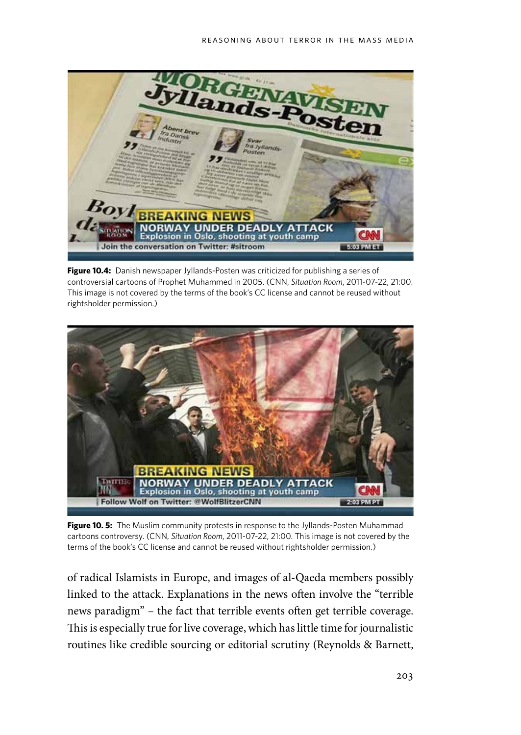**Figure 10.4:** Danish newspaper Jyllands-Posten was criticized for publishing a series of controversial cartoons of Prophet Muhammed in 2005. (CNN, *Situation Room*, 2011-07-22, 21:00. This image is not covered by the terms of the book's CC license and cannot be reused without rightsholder permission.)

**Figure 10. 5:** The Muslim community protests in response to the Jyllands-Posten Muhammad cartoons controversy. (CNN, *Situation Room*, 2011-07-22, 21:00. This image is not covered by the terms of the book's CC license and cannot be reused without rightsholder permission.)

of radical Islamists in Europe, and images of al-Qaeda members possibly linked to the attack. Explanations in the news often involve the "terrible news paradigm" – the fact that terrible events often get terrible coverage. This is especially true for live coverage, which has little time for journalistic routines like credible sourcing or editorial scrutiny (Reynolds & Barnett,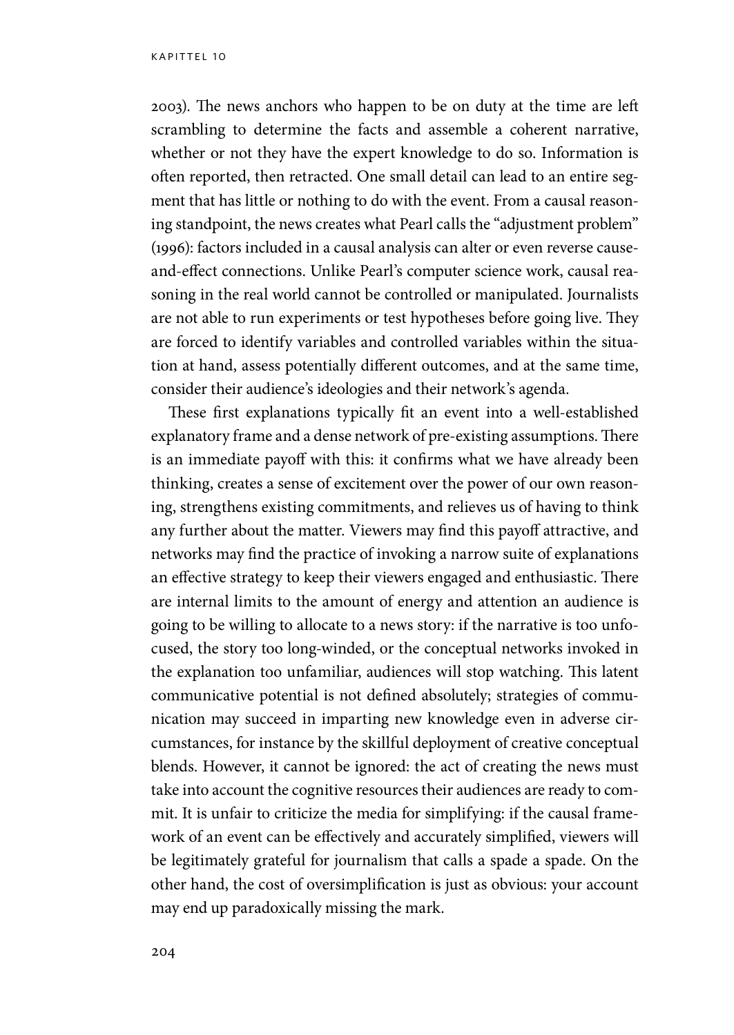2003). The news anchors who happen to be on duty at the time are left scrambling to determine the facts and assemble a coherent narrative, whether or not they have the expert knowledge to do so. Information is often reported, then retracted. One small detail can lead to an entire segment that has little or nothing to do with the event. From a causal reasoning standpoint, the news creates what Pearl calls the "adjustment problem" (1996): factors included in a causal analysis can alter or even reverse cause-and-effect connections. Unlike Pearl's computer science work, causal reasoning in the real world cannot be controlled or manipulated. Journalists are not able to run experiments or test hypotheses before going live. They are forced to identify variables and controlled variables within the situation at hand, assess potentially different outcomes, and at the same time, consider their audience's ideologies and their network's agenda.

These first explanations typically fit an event into a well-established explanatory frame and a dense network of pre-existing assumptions. There is an immediate payoff with this: it confirms what we have already been thinking, creates a sense of excitement over the power of our own reasoning, strengthens existing commitments, and relieves us of having to think any further about the matter. Viewers may find this payoff attractive, and networks may find the practice of invoking a narrow suite of explanations an effective strategy to keep their viewers engaged and enthusiastic. There are internal limits to the amount of energy and attention an audience is going to be willing to allocate to a news story: if the narrative is too unfocused, the story too long-winded, or the conceptual networks invoked in the explanation too unfamiliar, audiences will stop watching. This latent communicative potential is not defined absolutely; strategies of communication may succeed in imparting new knowledge even in adverse circumstances, for instance by the skillful deployment of creative conceptual blends. However, it cannot be ignored: the act of creating the news must take into account the cognitive resources their audiences are ready to commit. It is unfair to criticize the media for simplifying: if the causal framework of an event can be effectively and accurately simplified, viewers will be legitimately grateful for journalism that calls a spade a spade. On the other hand, the cost of oversimplification is just as obvious: your account may end up paradoxically missing the mark.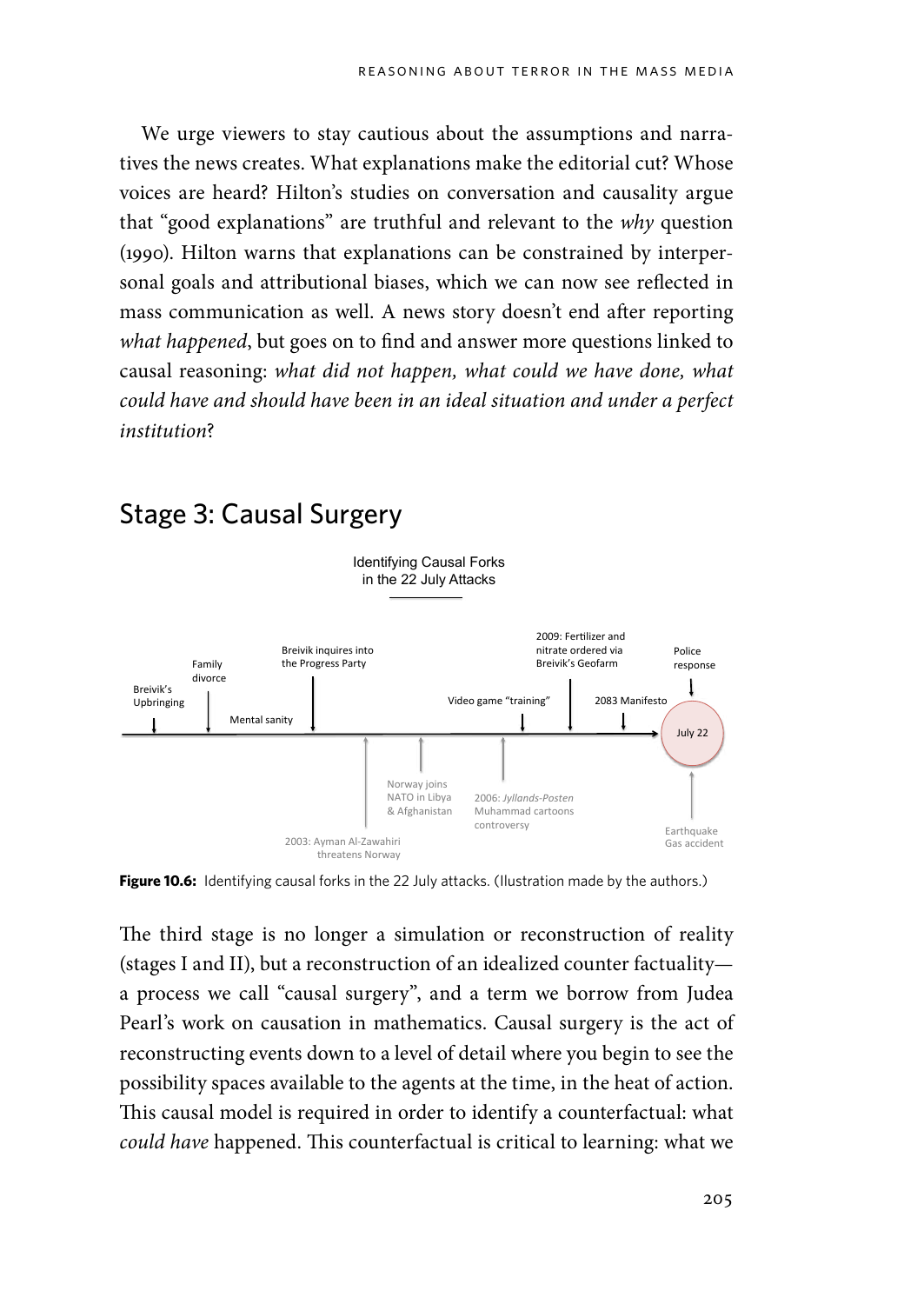We urge viewers to stay cautious about the assumptions and narratives the news creates. What explanations make the editorial cut? Whose voices are heard? Hilton's studies on conversation and causality argue that "good explanations" are truthful and relevant to the *why* question (1990). Hilton warns that explanations can be constrained by interpersonal goals and attributional biases, which we can now see reflected in mass communication as well. A news story doesn't end after reporting *what happened*, but goes on to find and answer more questions linked to causal reasoning: *what did not happen, what could we have done, what could have and should have been in an ideal situation and under a perfect institution*?

## Stage 3: Causal Surgery

**Figure 10.6:** Identifying causal forks in the 22 July attacks. (Illustration made by the authors.)

The third stage is no longer a simulation or reconstruction of reality (stages I and II), but a reconstruction of an idealized counter factuality—a process we call "causal surgery", and a term we borrow from Judea Pearl's work on causation in mathematics. Causal surgery is the act of reconstructing events down to a level of detail where you begin to see the possibility spaces available to the agents at the time, in the heat of action. This causal model is required in order to identify a counterfactual: what *could have* happened. This counterfactual is critical to learning: what we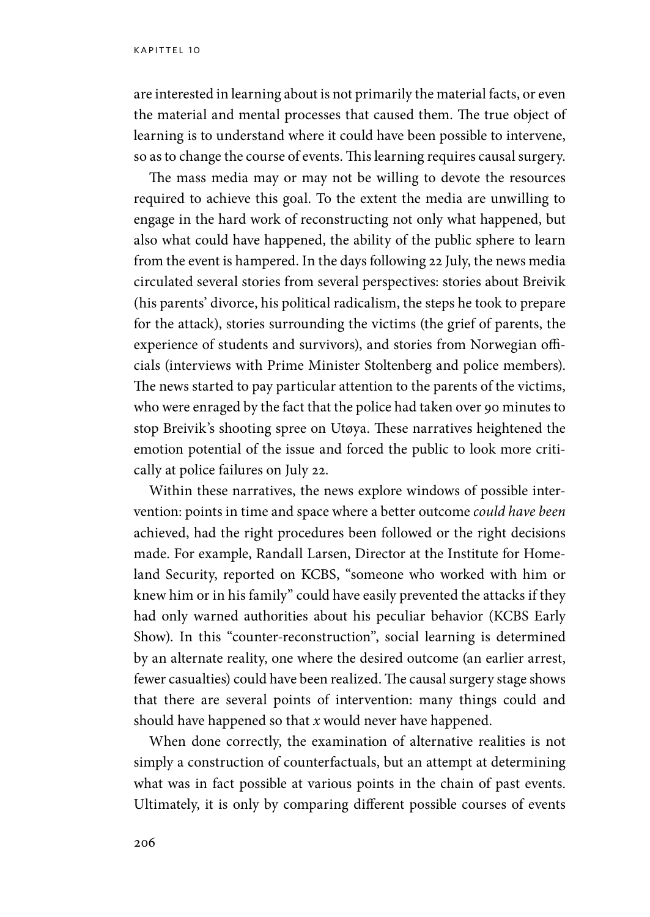are interested in learning about is not primarily the material facts, or even the material and mental processes that caused them. The true object of learning is to understand where it could have been possible to intervene, so as to change the course of events. This learning requires causal surgery.

The mass media may or may not be willing to devote the resources required to achieve this goal. To the extent the media are unwilling to engage in the hard work of reconstructing not only what happened, but also what could have happened, the ability of the public sphere to learn from the event is hampered. In the days following 22 July, the news media circulated several stories from several perspectives: stories about Breivik (his parents' divorce, his political radicalism, the steps he took to prepare for the attack), stories surrounding the victims (the grief of parents, the experience of students and survivors), and stories from Norwegian officials (interviews with Prime Minister Stoltenberg and police members). The news started to pay particular attention to the parents of the victims, who were enraged by the fact that the police had taken over 90 minutes to stop Breivik's shooting spree on Utøya. These narratives heightened the emotion potential of the issue and forced the public to look more critically at police failures on July 22.

Within these narratives, the news explore windows of possible intervention: points in time and space where a better outcome *could have been* achieved, had the right procedures been followed or the right decisions made. For example, Randall Larsen, Director at the Institute for Homeland Security, reported on KCBS, "someone who worked with him or knew him or in his family" could have easily prevented the attacks if they had only warned authorities about his peculiar behavior (KCBS Early Show). In this "counter-reconstruction", social learning is determined by an alternate reality, one where the desired outcome (an earlier arrest, fewer casualties) could have been realized. The causal surgery stage shows that there are several points of intervention: many things could and should have happened so that *x* would never have happened.

When done correctly, the examination of alternative realities is not simply a construction of counterfactuals, but an attempt at determining what was in fact possible at various points in the chain of past events. Ultimately, it is only by comparing different possible courses of events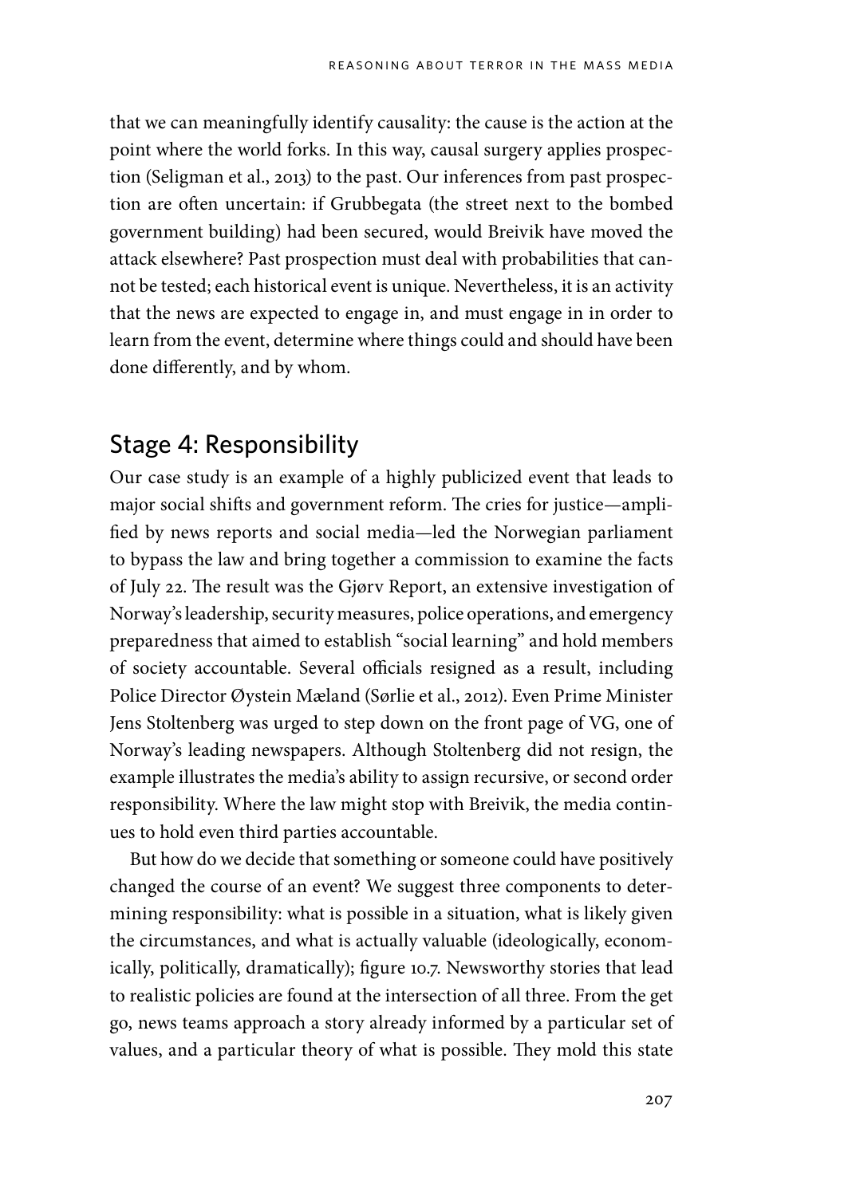that we can meaningfully identify causality: the cause is the action at the point where the world forks. In this way, causal surgery applies prospection (Seligman et al., 2013) to the past. Our inferences from past prospection are often uncertain: if Grubbegata (the street next to the bombed government building) had been secured, would Breivik have moved the attack elsewhere? Past prospection must deal with probabilities that cannot be tested; each historical event is unique. Nevertheless, it is an activity that the news are expected to engage in, and must engage in in order to learn from the event, determine where things could and should have been done differently, and by whom.

## Stage 4: Responsibility

Our case study is an example of a highly publicized event that leads to major social shifts and government reform. The cries for justice—amplified by news reports and social media—led the Norwegian parliament to bypass the law and bring together a commission to examine the facts of July 22. The result was the Gjørv Report, an extensive investigation of Norway's leadership, security measures, police operations, and emergency preparedness that aimed to establish "social learning" and hold members of society accountable. Several officials resigned as a result, including Police Director Øystein Mæland (Sørlie et al., 2012). Even Prime Minister Jens Stoltenberg was urged to step down on the front page of VG, one of Norway's leading newspapers. Although Stoltenberg did not resign, the example illustrates the media's ability to assign recursive, or second order responsibility. Where the law might stop with Breivik, the media continues to hold even third parties accountable.

But how do we decide that something or someone could have positively changed the course of an event? We suggest three components to determining responsibility: what is possible in a situation, what is likely given the circumstances, and what is actually valuable (ideologically, economically, politically, dramatically); figure 10.7. Newsworthy stories that lead to realistic policies are found at the intersection of all three. From the get go, news teams approach a story already informed by a particular set of values, and a particular theory of what is possible. They mold this state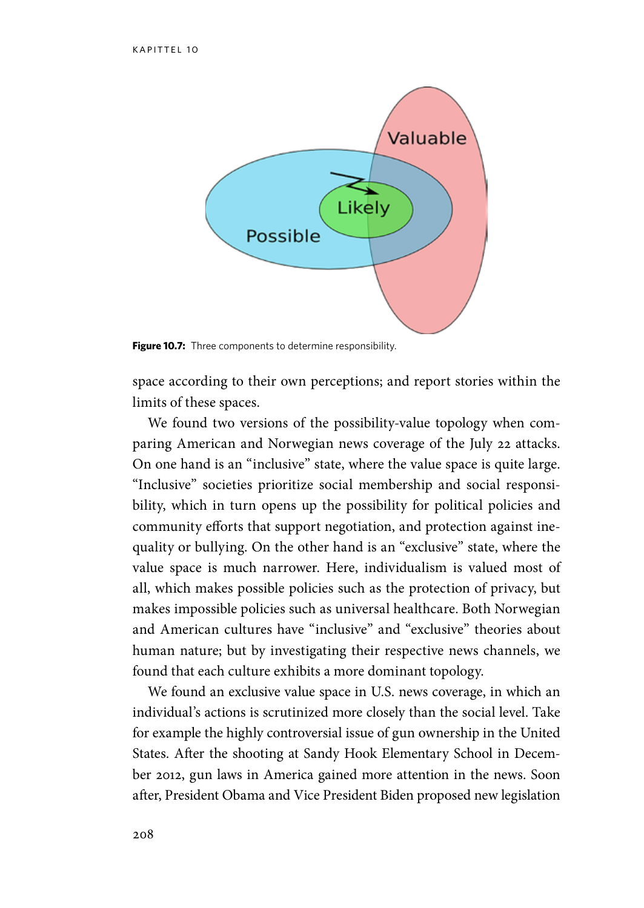**Figure 10.7:** Three components to determine responsibility.

space according to their own perceptions; and report stories within the limits of these spaces.

We found two versions of the possibility-value topology when comparing American and Norwegian news coverage of the July 22 attacks. On one hand is an "inclusive" state, where the value space is quite large. "Inclusive" societies prioritize social membership and social responsibility, which in turn opens up the possibility for political policies and community efforts that support negotiation, and protection against inequality or bullying. On the other hand is an "exclusive" state, where the value space is much narrower. Here, individualism is valued most of all, which makes possible policies such as the protection of privacy, but makes impossible policies such as universal healthcare. Both Norwegian and American cultures have "inclusive" and "exclusive" theories about human nature; but by investigating their respective news channels, we found that each culture exhibits a more dominant topology.

We found an exclusive value space in U.S. news coverage, in which an individual's actions is scrutinized more closely than the social level. Take for example the highly controversial issue of gun ownership in the United States. After the shooting at Sandy Hook Elementary School in December 2012, gun laws in America gained more attention in the news. Soon after, President Obama and Vice President Biden proposed new legislation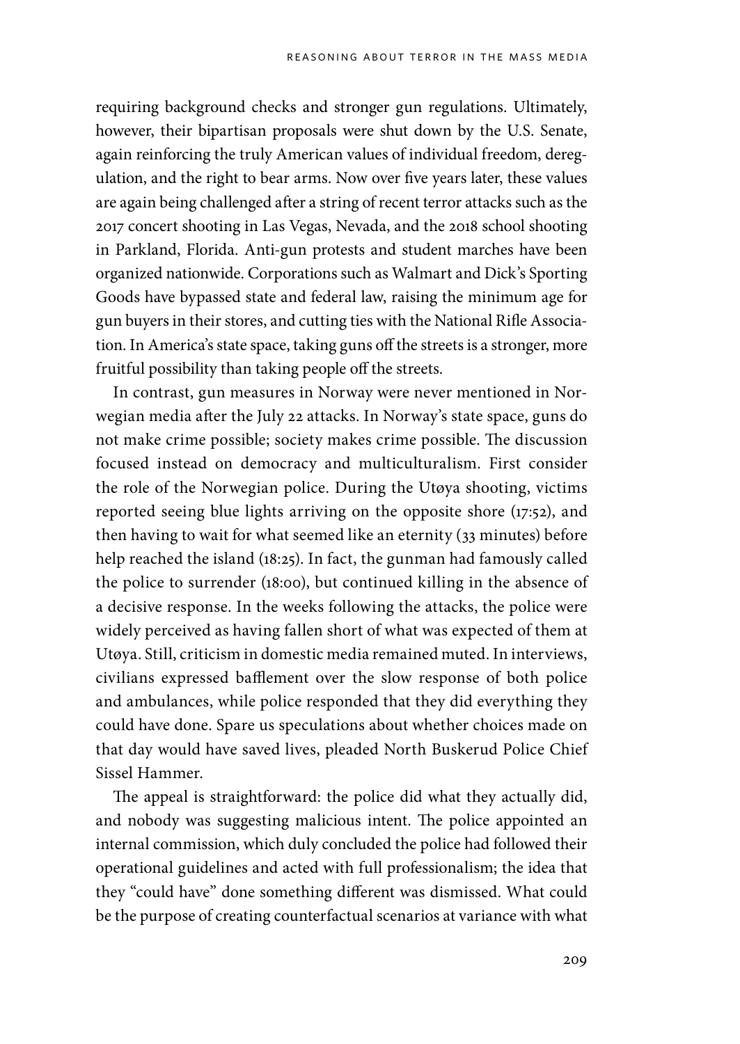requiring background checks and stronger gun regulations. Ultimately, however, their bipartisan proposals were shut down by the U.S. Senate, again reinforcing the truly American values of individual freedom, deregulation, and the right to bear arms. Now over five years later, these values are again being challenged after a string of recent terror attacks such as the 2017 concert shooting in Las Vegas, Nevada, and the 2018 school shooting in Parkland, Florida. Anti-gun protests and student marches have been organized nationwide. Corporations such as Walmart and Dick's Sporting Goods have bypassed state and federal law, raising the minimum age for gun buyers in their stores, and cutting ties with the National Rifle Association. In America's state space, taking guns off the streets is a stronger, more fruitful possibility than taking people off the streets.

In contrast, gun measures in Norway were never mentioned in Norwegian media after the July 22 attacks. In Norway's state space, guns do not make crime possible; society makes crime possible. The discussion focused instead on democracy and multiculturalism. First consider the role of the Norwegian police. During the Utøya shooting, victims reported seeing blue lights arriving on the opposite shore (17:52), and then having to wait for what seemed like an eternity (33 minutes) before help reached the island (18:25). In fact, the gunman had famously called the police to surrender (18:00), but continued killing in the absence of a decisive response. In the weeks following the attacks, the police were widely perceived as having fallen short of what was expected of them at Utøya. Still, criticism in domestic media remained muted. In interviews, civilians expressed bafflement over the slow response of both police and ambulances, while police responded that they did everything they could have done. Spare us speculations about whether choices made on that day would have saved lives, pleaded North Buskerud Police Chief Sissel Hammer.

The appeal is straightforward: the police did what they actually did, and nobody was suggesting malicious intent. The police appointed an internal commission, which duly concluded the police had followed their operational guidelines and acted with full professionalism; the idea that they "could have" done something different was dismissed. What could be the purpose of creating counterfactual scenarios at variance with what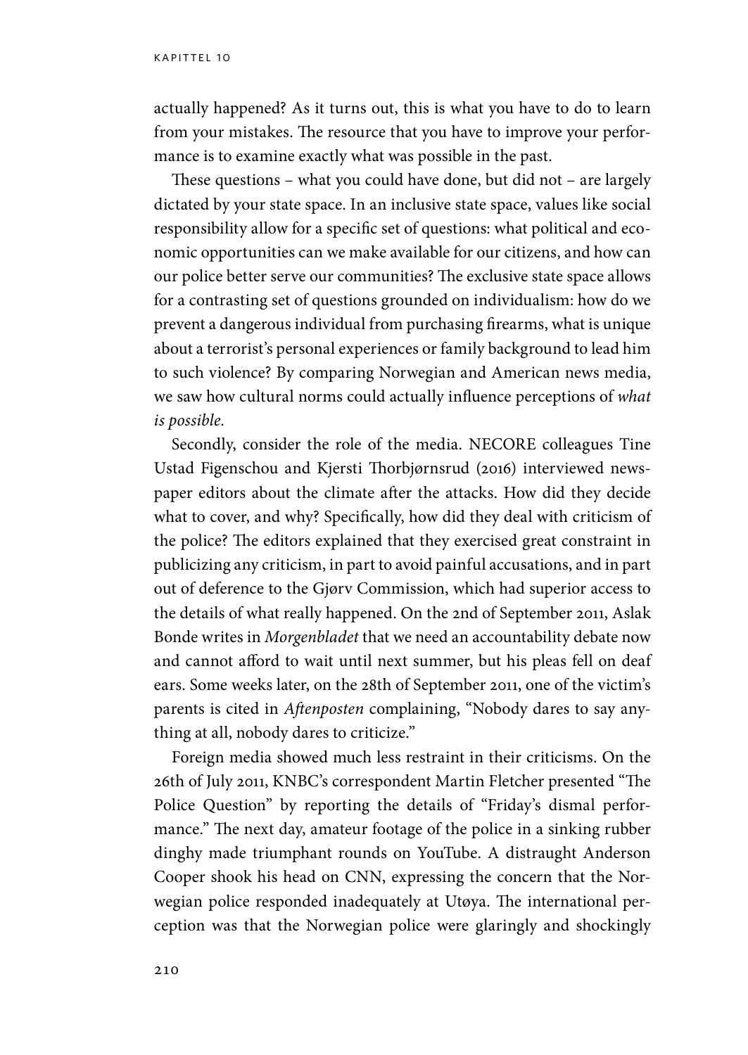actually happened? As it turns out, this is what you have to do to learn from your mistakes. The resource that you have to improve your performance is to examine exactly what was possible in the past.

These questions – what you could have done, but did not – are largely dictated by your state space. In an inclusive state space, values like social responsibility allow for a specific set of questions: what political and economic opportunities can we make available for our citizens, and how can our police better serve our communities? The exclusive state space allows for a contrasting set of questions grounded on individualism: how do we prevent a dangerous individual from purchasing firearms, what is unique about a terrorist's personal experiences or family background to lead him to such violence? By comparing Norwegian and American news media, we saw how cultural norms could actually influence perceptions of *what is possible.*

Secondly, consider the role of the media. NECORE colleagues Tine Ustad Figenschou and Kjersti Thorbjørnsrud (2016) interviewed newspaper editors about the climate after the attacks. How did they decide what to cover, and why? Specifically, how did they deal with criticism of the police? The editors explained that they exercised great constraint in publicizing any criticism, in part to avoid painful accusations, and in part out of deference to the Gjørv Commission, which had superior access to the details of what really happened. On the 2nd of September 2011, Aslak Bonde writes in *Morgenbladet* that we need an accountability debate now and cannot afford to wait until next summer, but his pleas fell on deaf ears. Some weeks later, on the 28th of September 2011, one of the victim's parents is cited in *Aftenposten* complaining, "Nobody dares to say anything at all, nobody dares to criticize."

Foreign media showed much less restraint in their criticisms. On the 26th of July 2011, KNBC's correspondent Martin Fletcher presented "The Police Question" by reporting the details of "Friday's dismal performance." The next day, amateur footage of the police in a sinking rubber dinghy made triumphant rounds on YouTube. A distraught Anderson Cooper shook his head on CNN, expressing the concern that the Norwegian police responded inadequately at Utøya. The international perception was that the Norwegian police were glaringly and shockingly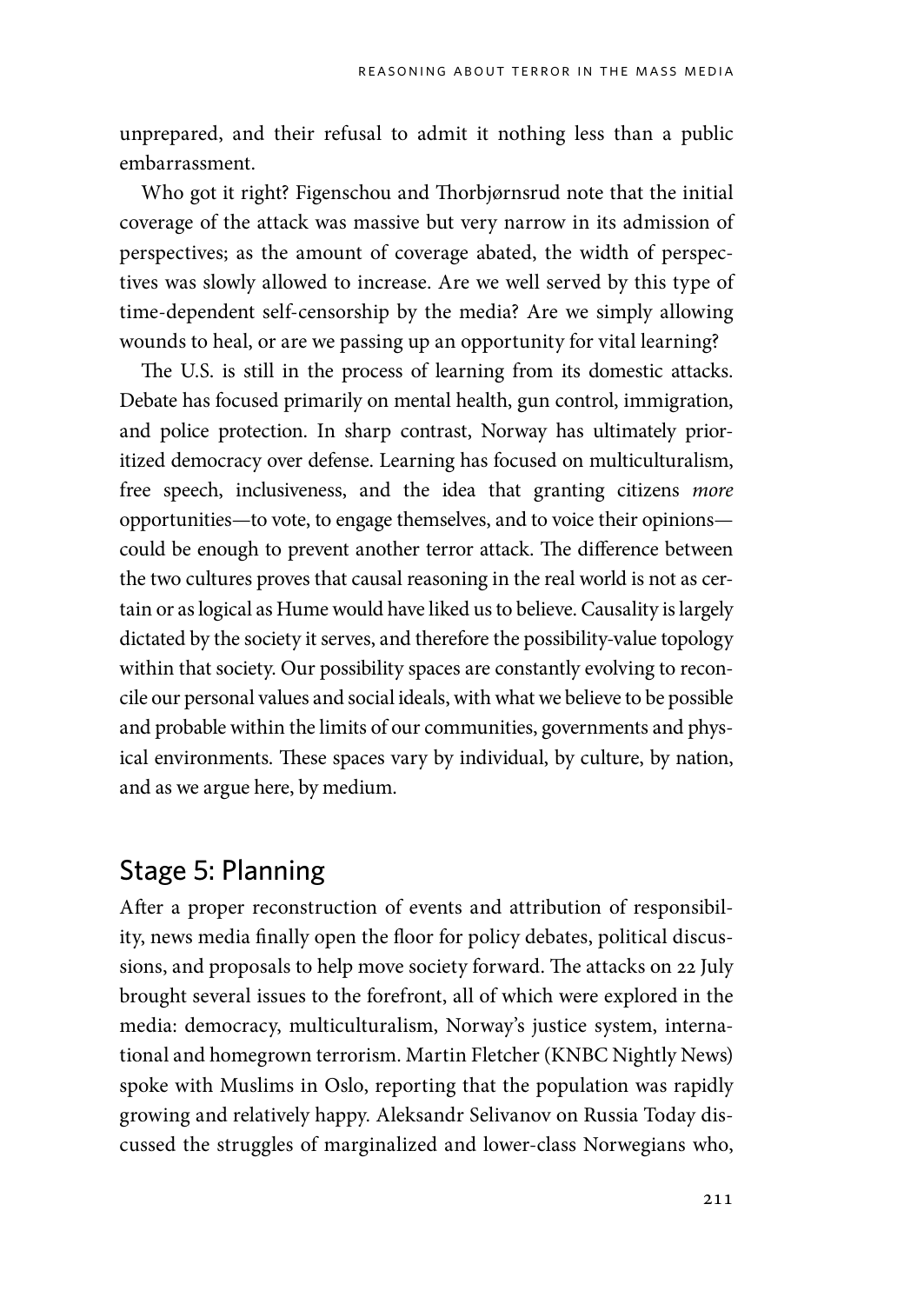unprepared, and their refusal to admit it nothing less than a public embarrassment.

Who got it right? Figenschou and Thorbjørnsrud note that the initial coverage of the attack was massive but very narrow in its admission of perspectives; as the amount of coverage abated, the width of perspectives was slowly allowed to increase. Are we well served by this type of time-dependent self-censorship by the media? Are we simply allowing wounds to heal, or are we passing up an opportunity for vital learning?

The U.S. is still in the process of learning from its domestic attacks. Debate has focused primarily on mental health, gun control, immigration, and police protection. In sharp contrast, Norway has ultimately prioritized democracy over defense. Learning has focused on multiculturalism, free speech, inclusiveness, and the idea that granting citizens *more* opportunities—to vote, to engage themselves, and to voice their opinions—could be enough to prevent another terror attack. The difference between the two cultures proves that causal reasoning in the real world is not as certain or as logical as Hume would have liked us to believe. Causality is largely dictated by the society it serves, and therefore the possibility-value topology within that society. Our possibility spaces are constantly evolving to reconcile our personal values and social ideals, with what we believe to be possible and probable within the limits of our communities, governments and physical environments. These spaces vary by individual, by culture, by nation, and as we argue here, by medium.

## Stage 5: Planning

After a proper reconstruction of events and attribution of responsibility, news media finally open the floor for policy debates, political discussions, and proposals to help move society forward. The attacks on 22 July brought several issues to the forefront, all of which were explored in the media: democracy, multiculturalism, Norway's justice system, international and homegrown terrorism. Martin Fletcher (KNBC Nightly News) spoke with Muslims in Oslo, reporting that the population was rapidly growing and relatively happy. Aleksandr Selivanov on Russia Today discussed the struggles of marginalized and lower-class Norwegians who,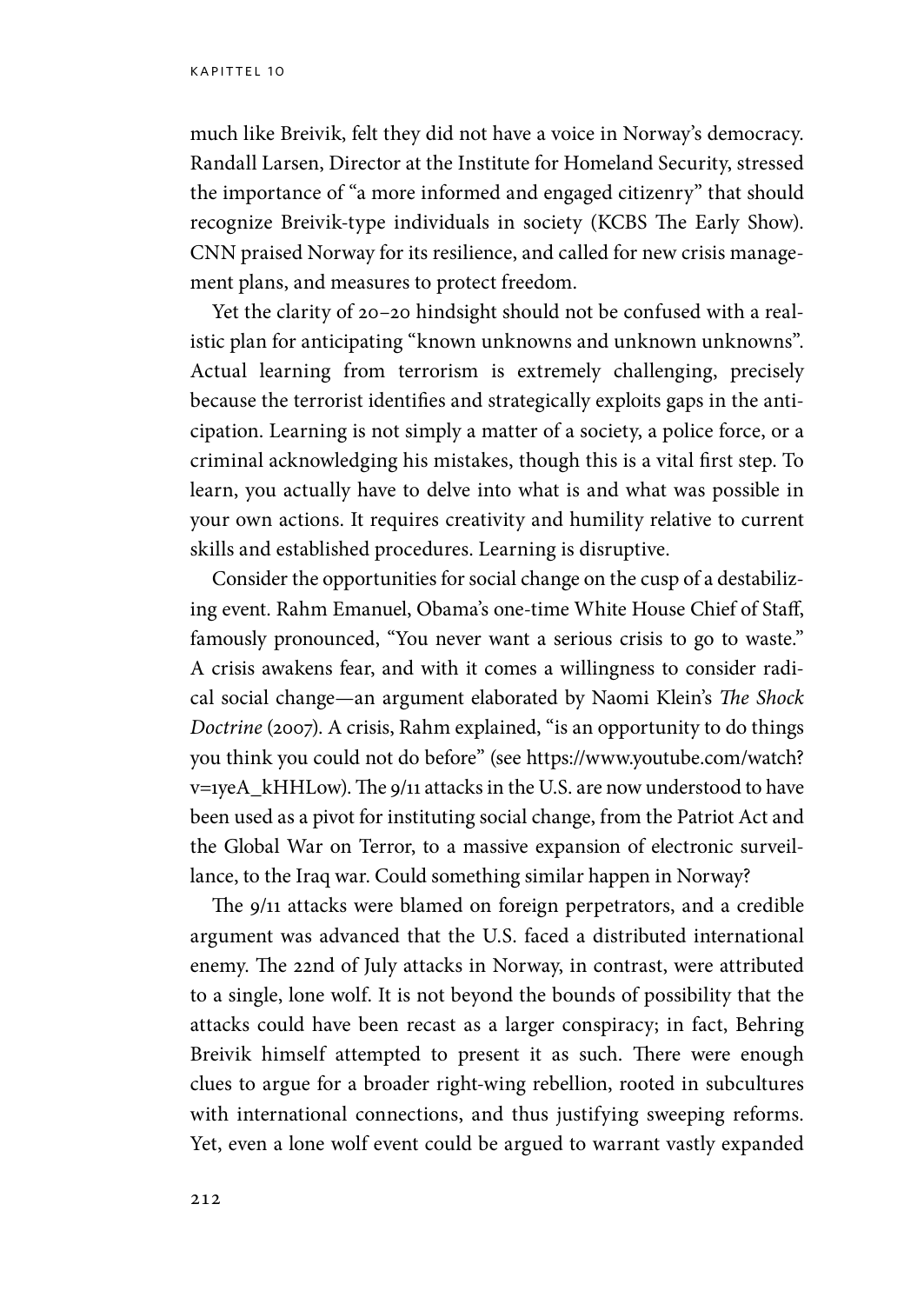much like Breivik, felt they did not have a voice in Norway's democracy. Randall Larsen, Director at the Institute for Homeland Security, stressed the importance of "a more informed and engaged citizenry" that should recognize Breivik-type individuals in society (KCBS The Early Show). CNN praised Norway for its resilience, and called for new crisis management plans, and measures to protect freedom.

Yet the clarity of 20–20 hindsight should not be confused with a realistic plan for anticipating "known unknowns and unknown unknowns". Actual learning from terrorism is extremely challenging, precisely because the terrorist identifies and strategically exploits gaps in the anticipation. Learning is not simply a matter of a society, a police force, or a criminal acknowledging his mistakes, though this is a vital first step. To learn, you actually have to delve into what is and what was possible in your own actions. It requires creativity and humility relative to current skills and established procedures. Learning is disruptive.

Consider the opportunities for social change on the cusp of a destabilizing event. Rahm Emanuel, Obama's one-time White House Chief of Staff, famously pronounced, "You never want a serious crisis to go to waste." A crisis awakens fear, and with it comes a willingness to consider radical social change—an argument elaborated by Naomi Klein's *The Shock Doctrine* (2007). A crisis, Rahm explained, "is an opportunity to do things you think you could not do before" (see https://www.youtube.com/watch?v=1yeA_kHHLow). The 9/11 attacks in the U.S. are now understood to have been used as a pivot for instituting social change, from the Patriot Act and the Global War on Terror, to a massive expansion of electronic surveillance, to the Iraq war. Could something similar happen in Norway?

The 9/11 attacks were blamed on foreign perpetrators, and a credible argument was advanced that the U.S. faced a distributed international enemy. The 22nd of July attacks in Norway, in contrast, were attributed to a single, lone wolf. It is not beyond the bounds of possibility that the attacks could have been recast as a larger conspiracy; in fact, Behring Breivik himself attempted to present it as such. There were enough clues to argue for a broader right-wing rebellion, rooted in subcultures with international connections, and thus justifying sweeping reforms. Yet, even a lone wolf event could be argued to warrant vastly expanded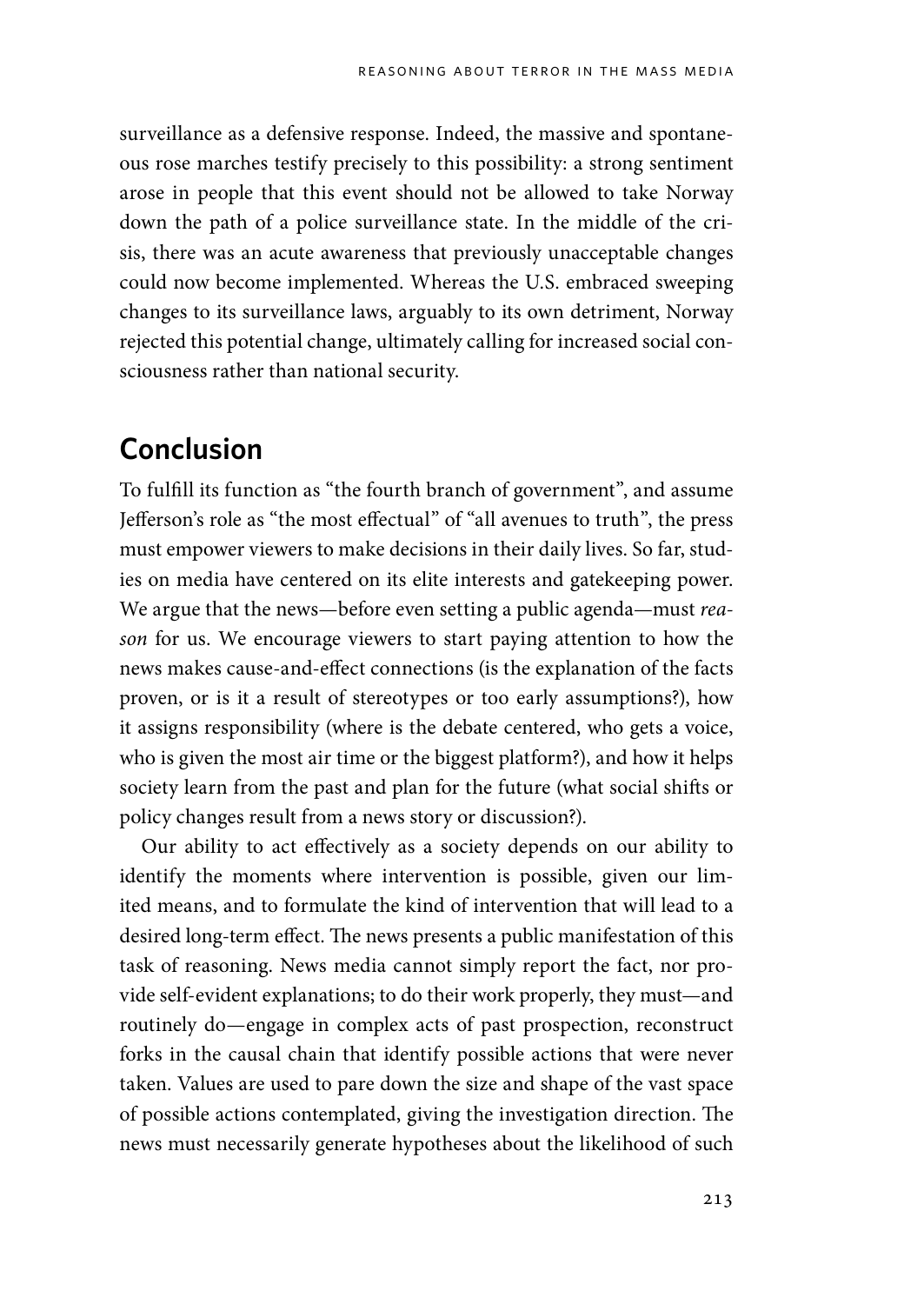surveillance as a defensive response. Indeed, the massive and spontaneous rose marches testify precisely to this possibility: a strong sentiment arose in people that this event should not be allowed to take Norway down the path of a police surveillance state. In the middle of the crisis, there was an acute awareness that previously unacceptable changes could now become implemented. Whereas the U.S. embraced sweeping changes to its surveillance laws, arguably to its own detriment, Norway rejected this potential change, ultimately calling for increased social consciousness rather than national security.

## Conclusion

To fulfill its function as "the fourth branch of government", and assume Jefferson's role as "the most effectual" of "all avenues to truth", the press must empower viewers to make decisions in their daily lives. So far, studies on media have centered on its elite interests and gatekeeping power. We argue that the news—before even setting a public agenda—must *reason* for us. We encourage viewers to start paying attention to how the news makes cause-and-effect connections (is the explanation of the facts proven, or is it a result of stereotypes or too early assumptions?), how it assigns responsibility (where is the debate centered, who gets a voice, who is given the most air time or the biggest platform?), and how it helps society learn from the past and plan for the future (what social shifts or policy changes result from a news story or discussion?).

Our ability to act effectively as a society depends on our ability to identify the moments where intervention is possible, given our limited means, and to formulate the kind of intervention that will lead to a desired long-term effect. The news presents a public manifestation of this task of reasoning. News media cannot simply report the fact, nor provide self-evident explanations; to do their work properly, they must—and routinely do—engage in complex acts of past prospection, reconstruct forks in the causal chain that identify possible actions that were never taken. Values are used to pare down the size and shape of the vast space of possible actions contemplated, giving the investigation direction. The news must necessarily generate hypotheses about the likelihood of such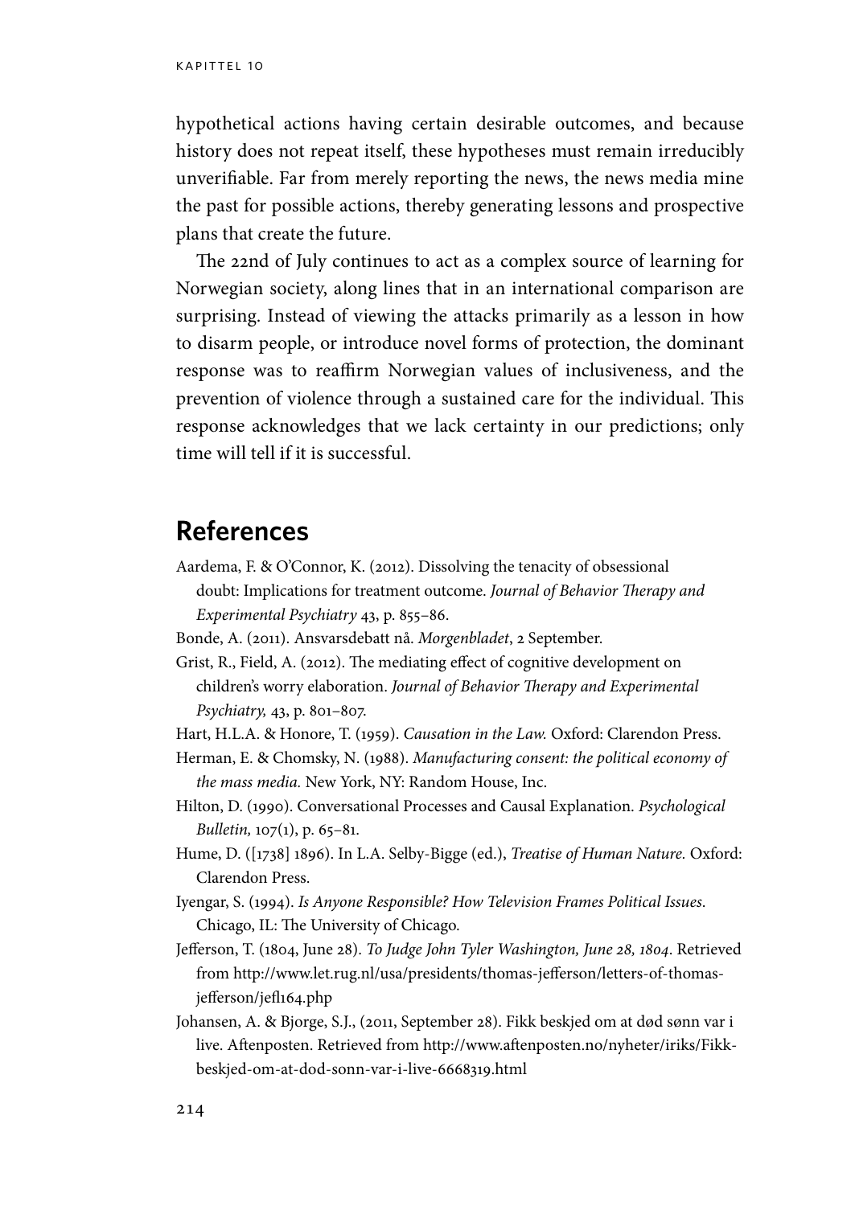hypothetical actions having certain desirable outcomes, and because history does not repeat itself, these hypotheses must remain irreducibly unverifiable. Far from merely reporting the news, the news media mine the past for possible actions, thereby generating lessons and prospective plans that create the future.

The 22nd of July continues to act as a complex source of learning for Norwegian society, along lines that in an international comparison are surprising. Instead of viewing the attacks primarily as a lesson in how to disarm people, or introduce novel forms of protection, the dominant response was to reaffirm Norwegian values of inclusiveness, and the prevention of violence through a sustained care for the individual. This response acknowledges that we lack certainty in our predictions; only time will tell if it is successful.

## References

Aardema, F. & O'Connor, K. (2012). Dissolving the tenacity of obsessional doubt: Implications for treatment outcome. *Journal of Behavior Therapy and Experimental Psychiatry* 43, p. 855–86.

Bonde, A. (2011). Ansvarsdebatt nå. *Morgenbladet*, 2 September.

Grist, R., Field, A. (2012). The mediating effect of cognitive development on children's worry elaboration. *Journal of Behavior Therapy and Experimental Psychiatry,* 43, p. 801–807.

Hart, H.L.A. & Honore, T. (1959). *Causation in the Law.* Oxford: Clarendon Press.

Herman, E. & Chomsky, N. (1988). *Manufacturing consent: the political economy of the mass media.* New York, NY: Random House, Inc.

Hilton, D. (1990). Conversational Processes and Causal Explanation. *Psychological Bulletin,* 107(1), p. 65–81.

Hume, D. ([1738] 1896). In L.A. Selby-Bigge (ed.), *Treatise of Human Nature.* Oxford: Clarendon Press.

Iyengar, S. (1994). *Is Anyone Responsible? How Television Frames Political Issues.* Chicago, IL: The University of Chicago.

Jefferson, T. (1804, June 28). *To Judge John Tyler Washington, June 28, 1804*. Retrieved from http://www.let.rug.nl/usa/presidents/thomas-jefferson/letters-of-thomas-jefferson/jefl164.php

Johansen, A. & Bjorge, S.J., (2011, September 28). Fikk beskjed om at død sønn var i live. Aftenposten. Retrieved from http://www.aftenposten.no/nyheter/iriks/Fikk-beskjed-om-at-dod-sonn-var-i-live-6668319.html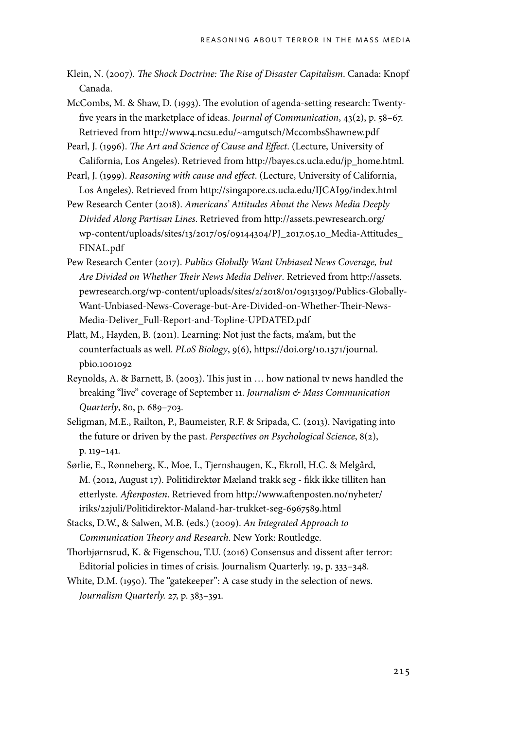Klein, N. (2007). *The Shock Doctrine: The Rise of Disaster Capitalism*. Canada: Knopf Canada.

McCombs, M. & Shaw, D. (1993). The evolution of agenda-setting research: Twenty-five years in the marketplace of ideas. *Journal of Communication*, 43(2), p. 58–67. Retrieved from http://www4.ncsu.edu/~amgutsch/MccombsShawnew.pdf

Pearl, J. (1996). *The Art and Science of Cause and Effect*. (Lecture, University of California, Los Angeles). Retrieved from http://bayes.cs.ucla.edu/jp_home.html.

Pearl, J. (1999). *Reasoning with cause and effect*. (Lecture, University of California, Los Angeles). Retrieved from http://singapore.cs.ucla.edu/IJCAI99/index.html

Pew Research Center (2018). *Americans' Attitudes About the News Media Deeply Divided Along Partisan Lines*. Retrieved from http://assets.pewresearch.org/wp-content/uploads/sites/13/2017/05/09144304/PJ_2017.05.10_Media-Attitudes_FINAL.pdf

Pew Research Center (2017). *Publics Globally Want Unbiased News Coverage, but Are Divided on Whether Their News Media Deliver*. Retrieved from http://assets.pewresearch.org/wp-content/uploads/sites/2/2018/01/09131309/Publics-Globally-Want-Unbiased-News-Coverage-but-Are-Divided-on-Whether-Their-News-Media-Deliver_Full-Report-and-Topline-UPDATED.pdf

Platt, M., Hayden, B. (2011). Learning: Not just the facts, ma'am, but the counterfactuals as well. *PLoS Biology*, 9(6), https://doi.org/10.1371/journal.pbio.1001092

Reynolds, A. & Barnett, B. (2003). This just in … how national tv news handled the breaking "live" coverage of September 11. *Journalism & Mass Communication Quarterly*, 80, p. 689–703.

Seligman, M.E., Railton, P., Baumeister, R.F. & Sripada, C. (2013). Navigating into the future or driven by the past. *Perspectives on Psychological Science*, 8(2), p. 119–141.

Sørlie, E., Rønneberg, K., Moe, I., Tjernshaugen, K., Ekroll, H.C. & Melgård, M. (2012, August 17). Politidirektør Mæland trakk seg - fikk ikke tilliten han etterlyste. *Aftenposten*. Retrieved from http://www.aftenposten.no/nyheter/iriks/22juli/Politidirektor-Maland-har-trukket-seg-6967589.html

Stacks, D.W., & Salwen, M.B. (eds.) (2009). *An Integrated Approach to Communication Theory and Research*. New York: Routledge.

Thorbjørnsrud, K. & Figenschou, T.U. (2016) Consensus and dissent after terror: Editorial policies in times of crisis. Journalism Quarterly. 19, p. 333–348.

White, D.M. (1950). The "gatekeeper": A case study in the selection of news. *Journalism Quarterly.* 27, p. 383–391.